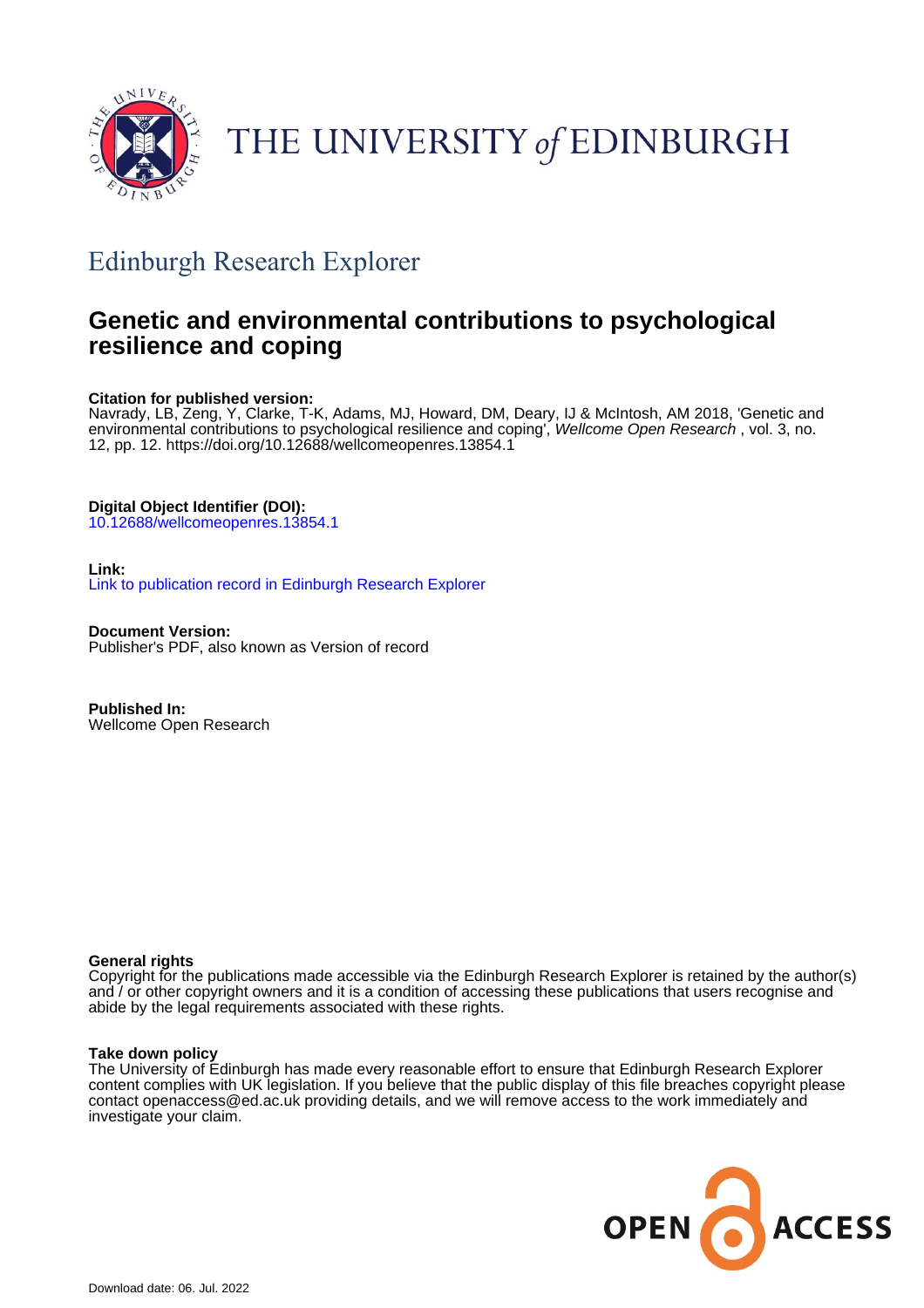THE UNIVERSITY *of* EDINBURGH

## Edinburgh Research Explorer

# Genetic and environmental contributions to psychological resilience and coping

**Citation for published version:**
Navrady, LB, Zeng, Y, Clarke, T-K, Adams, MJ, Howard, DM, Deary, IJ & McIntosh, AM 2018, 'Genetic and environmental contributions to psychological resilience and coping', *Wellcome Open Research* , vol. 3, no. 12, pp. 12. https://doi.org/10.12688/wellcomeopenres.13854.1

**Digital Object Identifier (DOI):**
10.12688/wellcomeopenres.13854.1

**Link:**
Link to publication record in Edinburgh Research Explorer

**Document Version:**
Publisher's PDF, also known as Version of record

**Published In:**
Wellcome Open Research

**General rights**
Copyright for the publications made accessible via the Edinburgh Research Explorer is retained by the author(s) and / or other copyright owners and it is a condition of accessing these publications that users recognise and abide by the legal requirements associated with these rights.

**Take down policy**
The University of Edinburgh has made every reasonable effort to ensure that Edinburgh Research Explorer content complies with UK legislation. If you believe that the public display of this file breaches copyright please contact openaccess@ed.ac.uk providing details, and we will remove access to the work immediately and investigate your claim.

OPEN ACCESS

Download date: 06. Jul. 2022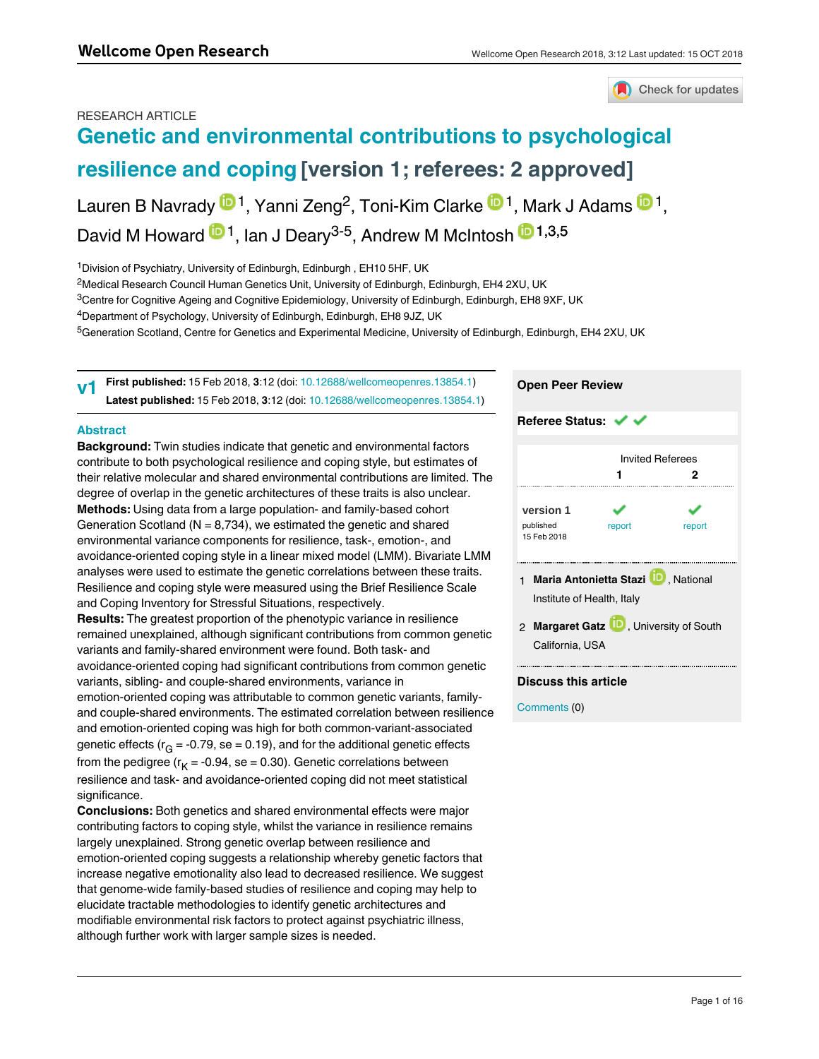RESEARCH ARTICLE

# Genetic and environmental contributions to psychological resilience and coping [version 1; referees: 2 approved]

Lauren B Navrady[1], Yanni Zeng[2], Toni-Kim Clarke[1], Mark J Adams[1], David M Howard[1], Ian J Deary[3-5], Andrew M McIntosh[1,3,5]

[1]Division of Psychiatry, University of Edinburgh, Edinburgh , EH10 5HF, UK
[2]Medical Research Council Human Genetics Unit, University of Edinburgh, Edinburgh, EH4 2XU, UK
[3]Centre for Cognitive Ageing and Cognitive Epidemiology, University of Edinburgh, Edinburgh, EH8 9XF, UK
[4]Department of Psychology, University of Edinburgh, Edinburgh, EH8 9JZ, UK
[5]Generation Scotland, Centre for Genetics and Experimental Medicine, University of Edinburgh, Edinburgh, EH4 2XU, UK

**v1** **First published:** 15 Feb 2018, **3**:12 (doi: 10.12688/wellcomeopenres.13854.1)
**Latest published:** 15 Feb 2018, **3**:12 (doi: 10.12688/wellcomeopenres.13854.1)

## Abstract

**Background:** Twin studies indicate that genetic and environmental factors contribute to both psychological resilience and coping style, but estimates of their relative molecular and shared environmental contributions are limited. The degree of overlap in the genetic architectures of these traits is also unclear.
**Methods:** Using data from a large population- and family-based cohort Generation Scotland (N = 8,734), we estimated the genetic and shared environmental variance components for resilience, task-, emotion-, and avoidance-oriented coping style in a linear mixed model (LMM). Bivariate LMM analyses were used to estimate the genetic correlations between these traits. Resilience and coping style were measured using the Brief Resilience Scale and Coping Inventory for Stressful Situations, respectively.
**Results:** The greatest proportion of the phenotypic variance in resilience remained unexplained, although significant contributions from common genetic variants and family-shared environment were found. Both task- and avoidance-oriented coping had significant contributions from common genetic variants, sibling- and couple-shared environments, variance in emotion-oriented coping was attributable to common genetic variants, family- and couple-shared environments. The estimated correlation between resilience and emotion-oriented coping was high for both common-variant-associated genetic effects ($r_G$ = -0.79, se = 0.19), and for the additional genetic effects from the pedigree ($r_K$ = -0.94, se = 0.30). Genetic correlations between resilience and task- and avoidance-oriented coping did not meet statistical significance.
**Conclusions:** Both genetics and shared environmental effects were major contributing factors to coping style, whilst the variance in resilience remains largely unexplained. Strong genetic overlap between resilience and emotion-oriented coping suggests a relationship whereby genetic factors that increase negative emotionality also lead to decreased resilience. We suggest that genome-wide family-based studies of resilience and coping may help to elucidate tractable methodologies to identify genetic architectures and modifiable environmental risk factors to protect against psychiatric illness, although further work with larger sample sizes is needed.

**Open Peer Review**

**Referee Status:** ✓ ✓

| | Invited Referees 1 | Invited Referees 2 |
|---|---|---|
| version 1 published 15 Feb 2018 | ✓ report | ✓ report |

1 **Maria Antonietta Stazi**, National Institute of Health, Italy

2 **Margaret Gatz**, University of South California, USA

**Discuss this article**

Comments (0)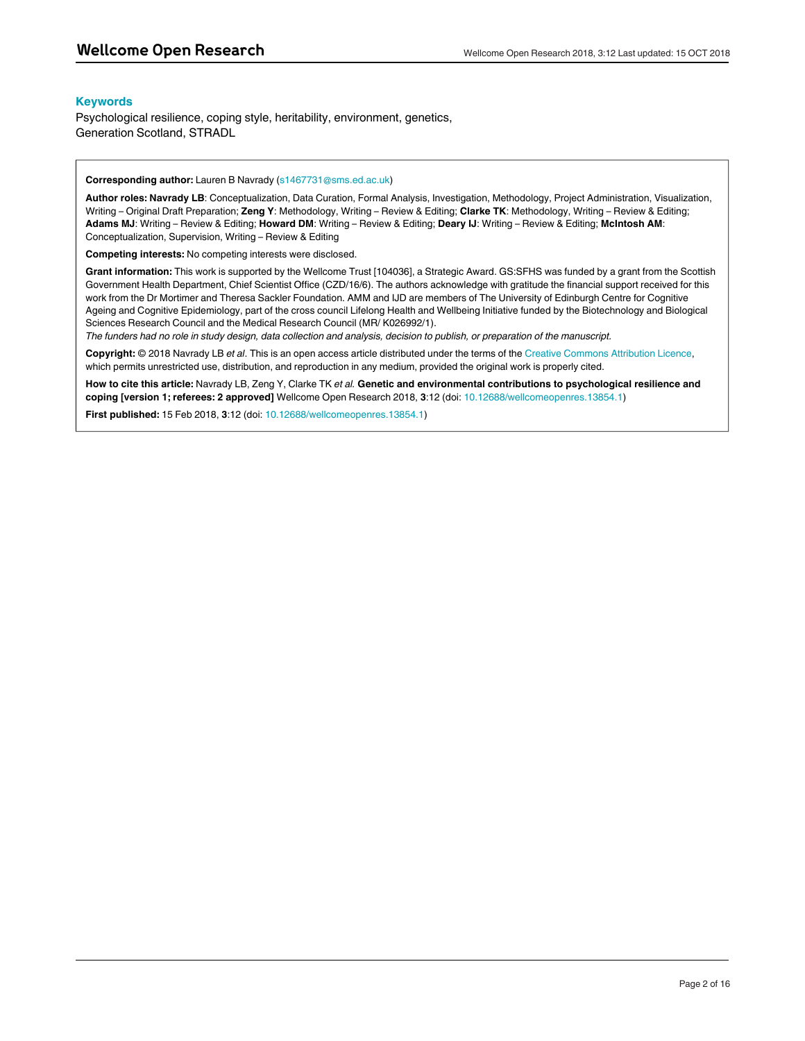## Keywords

Psychological resilience, coping style, heritability, environment, genetics, Generation Scotland, STRADL

**Corresponding author:** Lauren B Navrady (s1467731@sms.ed.ac.uk)

**Author roles: Navrady LB**: Conceptualization, Data Curation, Formal Analysis, Investigation, Methodology, Project Administration, Visualization, Writing – Original Draft Preparation; **Zeng Y**: Methodology, Writing – Review & Editing; **Clarke TK**: Methodology, Writing – Review & Editing; **Adams MJ**: Writing – Review & Editing; **Howard DM**: Writing – Review & Editing; **Deary IJ**: Writing – Review & Editing; **McIntosh AM**: Conceptualization, Supervision, Writing – Review & Editing

**Competing interests:** No competing interests were disclosed.

**Grant information:** This work is supported by the Wellcome Trust [104036], a Strategic Award. GS:SFHS was funded by a grant from the Scottish Government Health Department, Chief Scientist Office (CZD/16/6). The authors acknowledge with gratitude the financial support received for this work from the Dr Mortimer and Theresa Sackler Foundation. AMM and IJD are members of The University of Edinburgh Centre for Cognitive Ageing and Cognitive Epidemiology, part of the cross council Lifelong Health and Wellbeing Initiative funded by the Biotechnology and Biological Sciences Research Council and the Medical Research Council (MR/ K026992/1).

*The funders had no role in study design, data collection and analysis, decision to publish, or preparation of the manuscript.*

**Copyright:** © 2018 Navrady LB *et al*. This is an open access article distributed under the terms of the Creative Commons Attribution Licence, which permits unrestricted use, distribution, and reproduction in any medium, provided the original work is properly cited.

**How to cite this article:** Navrady LB, Zeng Y, Clarke TK *et al.* **Genetic and environmental contributions to psychological resilience and coping [version 1; referees: 2 approved]** Wellcome Open Research 2018, **3**:12 (doi: 10.12688/wellcomeopenres.13854.1)

**First published:** 15 Feb 2018, **3**:12 (doi: 10.12688/wellcomeopenres.13854.1)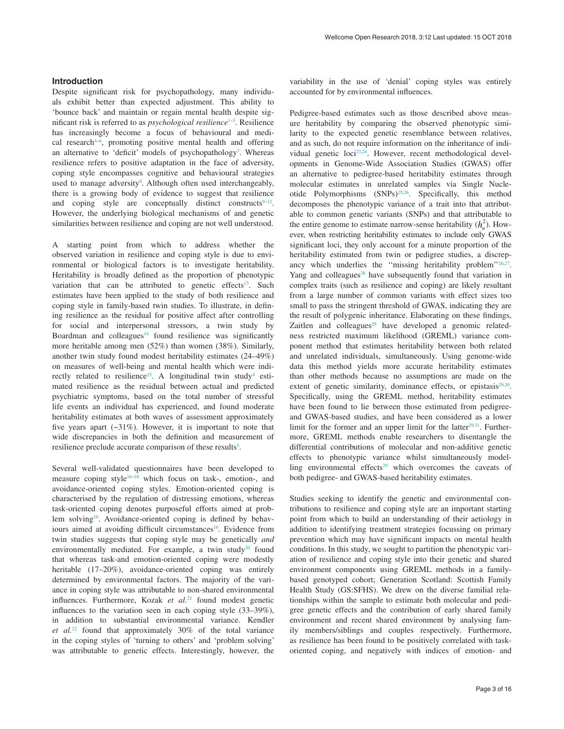## Introduction

Despite significant risk for psychopathology, many individuals exhibit better than expected adjustment. This ability to 'bounce back' and maintain or regain mental health despite significant risk is referred to as *psychological resilience*[1–3]. Resilience has increasingly become a focus of behavioural and medical research[4–6], promoting positive mental health and offering an alternative to 'deficit' models of psychopathology[7]. Whereas resilience refers to positive adaptation in the face of adversity, coping style encompasses cognitive and behavioural strategies used to manage adversity[8]. Although often used interchangeably, there is a growing body of evidence to suggest that resilience and coping style are conceptually distinct constructs[9–12]. However, the underlying biological mechanisms of and genetic similarities between resilience and coping are not well understood.

A starting point from which to address whether the observed variation in resilience and coping style is due to environmental or biological factors is to investigate heritability. Heritability is broadly defined as the proportion of phenotypic variation that can be attributed to genetic effects[13]. Such estimates have been applied to the study of both resilience and coping style in family-based twin studies. To illustrate, in defining resilience as the residual for positive affect after controlling for social and interpersonal stressors, a twin study by Boardman and colleagues[14] found resilience was significantly more heritable among men (52%) than women (38%). Similarly, another twin study found modest heritability estimates (24–49%) on measures of well-being and mental health which were indirectly related to resilience[15]. A longitudinal twin study[4] estimated resilience as the residual between actual and predicted psychiatric symptoms, based on the total number of stressful life events an individual has experienced, and found moderate heritability estimates at both waves of assessment approximately five years apart (~31%). However, it is important to note that wide discrepancies in both the definition and measurement of resilience preclude accurate comparison of these results[5].

Several well-validated questionnaires have been developed to measure coping style[16–18] which focus on task-, emotion-, and avoidance-oriented coping styles. Emotion-oriented coping is characterised by the regulation of distressing emotions, whereas task-oriented coping denotes purposeful efforts aimed at problem solving[19]. Avoidance-oriented coping is defined by behaviours aimed at avoiding difficult circumstances[16]. Evidence from twin studies suggests that coping style may be genetically *and* environmentally mediated. For example, a twin study[20] found that whereas task-and emotion-oriented coping were modestly heritable (17–20%), avoidance-oriented coping was entirely determined by environmental factors. The majority of the variance in coping style was attributable to non-shared environmental influences. Furthermore, Kozak *et al.*[21] found modest genetic influences to the variation seen in each coping style (33–39%), in addition to substantial environmental variance. Kendler *et al.*[22] found that approximately 30% of the total variance in the coping styles of 'turning to others' and 'problem solving' was attributable to genetic effects. Interestingly, however, the variability in the use of 'denial' coping styles was entirely accounted for by environmental influences.

Pedigree-based estimates such as those described above measure heritability by comparing the observed phenotypic similarity to the expected genetic resemblance between relatives, and as such, do not require information on the inheritance of individual genetic loci[23,24]. However, recent methodological developments in Genome-Wide Association Studies (GWAS) offer an alternative to pedigree-based heritability estimates through molecular estimates in unrelated samples via Single Nucleotide Polymorphisms (SNPs)[25,26]. Specifically, this method decomposes the phenotypic variance of a trait into that attributable to common genetic variants (SNPs) and that attributable to the entire genome to estimate narrow-sense heritability ($h_n^2$). However, when restricting heritability estimates to include only GWAS significant loci, they only account for a minute proportion of the heritability estimated from twin or pedigree studies, a discrepancy which underlies the "missing heritability problem"[26,27]. Yang and colleagues[28] have subsequently found that variation in complex traits (such as resilience and coping) are likely resultant from a large number of common variants with effect sizes too small to pass the stringent threshold of GWAS, indicating they are the result of polygenic inheritance. Elaborating on these findings, Zaitlen and colleagues[29] have developed a genomic relatedness restricted maximum likelihood (GREML) variance component method that estimates heritability between both related and unrelated individuals, simultaneously. Using genome-wide data this method yields more accurate heritability estimates than other methods because no assumptions are made on the extent of genetic similarity, dominance effects, or epistasis[29,30]. Specifically, using the GREML method, heritability estimates have been found to lie between those estimated from pedigree- and GWAS-based studies, and have been considered as a lower limit for the former and an upper limit for the latter[29,31]. Furthermore, GREML methods enable researchers to disentangle the differential contributions of molecular and non-additive genetic effects to phenotypic variance whilst simultaneously modelling environmental effects[29] which overcomes the caveats of both pedigree- and GWAS-based heritability estimates.

Studies seeking to identify the genetic and environmental contributions to resilience and coping style are an important starting point from which to build an understanding of their aetiology in addition to identifying treatment strategies focussing on primary prevention which may have significant impacts on mental health conditions. In this study, we sought to partition the phenotypic variation of resilience and coping style into their genetic and shared environment components using GREML methods in a family-based genotyped cohort; Generation Scotland: Scottish Family Health Study (GS:SFHS). We drew on the diverse familial relationships within the sample to estimate both molecular and pedigree genetic effects and the contribution of early shared family environment and recent shared environment by analysing family members/siblings and couples respectively. Furthermore, as resilience has been found to be positively correlated with task-oriented coping, and negatively with indices of emotion- and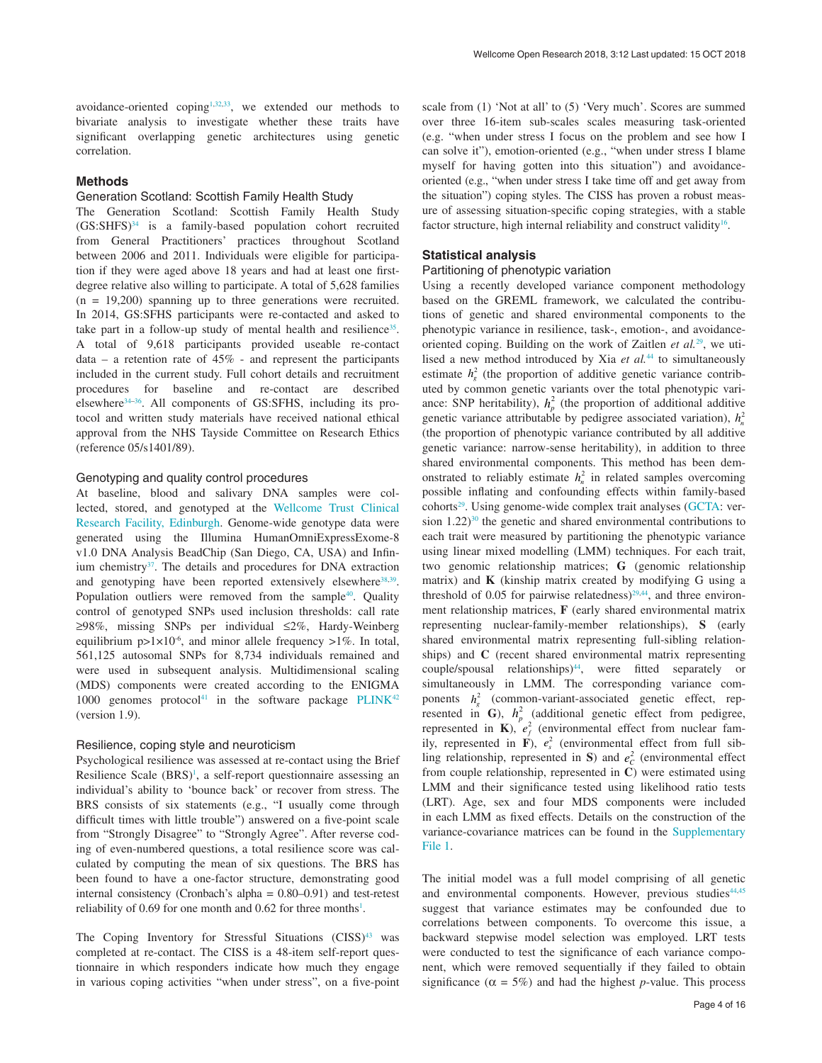avoidance-oriented coping[1,32,33], we extended our methods to bivariate analysis to investigate whether these traits have significant overlapping genetic architectures using genetic correlation.

## Methods

### Generation Scotland: Scottish Family Health Study

The Generation Scotland: Scottish Family Health Study (GS:SHFS)[34] is a family-based population cohort recruited from General Practitioners' practices throughout Scotland between 2006 and 2011. Individuals were eligible for participation if they were aged above 18 years and had at least one first-degree relative also willing to participate. A total of 5,628 families (n = 19,200) spanning up to three generations were recruited. In 2014, GS:SFHS participants were re-contacted and asked to take part in a follow-up study of mental health and resilience[35]. A total of 9,618 participants provided useable re-contact data – a retention rate of 45% - and represent the participants included in the current study. Full cohort details and recruitment procedures for baseline and re-contact are described elsewhere[34–36]. All components of GS:SFHS, including its protocol and written study materials have received national ethical approval from the NHS Tayside Committee on Research Ethics (reference 05/s1401/89).

### Genotyping and quality control procedures

At baseline, blood and salivary DNA samples were collected, stored, and genotyped at the Wellcome Trust Clinical Research Facility, Edinburgh. Genome-wide genotype data were generated using the Illumina HumanOmniExpressExome-8 v1.0 DNA Analysis BeadChip (San Diego, CA, USA) and Infinium chemistry[37]. The details and procedures for DNA extraction and genotyping have been reported extensively elsewhere[38,39]. Population outliers were removed from the sample[40]. Quality control of genotyped SNPs used inclusion thresholds: call rate ≥98%, missing SNPs per individual ≤2%, Hardy-Weinberg equilibrium $p>1\times10^{-6}$, and minor allele frequency >1%. In total, 561,125 autosomal SNPs for 8,734 individuals remained and were used in subsequent analysis. Multidimensional scaling (MDS) components were created according to the ENIGMA 1000 genomes protocol[41] in the software package PLINK[42] (version 1.9).

### Resilience, coping style and neuroticism

Psychological resilience was assessed at re-contact using the Brief Resilience Scale (BRS)[1], a self-report questionnaire assessing an individual's ability to 'bounce back' or recover from stress. The BRS consists of six statements (e.g., "I usually come through difficult times with little trouble") answered on a five-point scale from "Strongly Disagree" to "Strongly Agree". After reverse coding of even-numbered questions, a total resilience score was calculated by computing the mean of six questions. The BRS has been found to have a one-factor structure, demonstrating good internal consistency (Cronbach's alpha = 0.80–0.91) and test-retest reliability of 0.69 for one month and 0.62 for three months[1].

The Coping Inventory for Stressful Situations (CISS)[43] was completed at re-contact. The CISS is a 48-item self-report questionnaire in which responders indicate how much they engage in various coping activities "when under stress", on a five-point scale from (1) 'Not at all' to (5) 'Very much'. Scores are summed over three 16-item sub-scales scales measuring task-oriented (e.g. "when under stress I focus on the problem and see how I can solve it"), emotion-oriented (e.g., "when under stress I blame myself for having gotten into this situation") and avoidance-oriented (e.g., "when under stress I take time off and get away from the situation") coping styles. The CISS has proven a robust measure of assessing situation-specific coping strategies, with a stable factor structure, high internal reliability and construct validity[16].

## Statistical analysis

### Partitioning of phenotypic variation

Using a recently developed variance component methodology based on the GREML framework, we calculated the contributions of genetic and shared environmental components to the phenotypic variance in resilience, task-, emotion-, and avoidance-oriented coping. Building on the work of Zaitlen *et al.*[29], we utilised a new method introduced by Xia *et al.*[44] to simultaneously estimate $h_g^2$ (the proportion of additive genetic variance contributed by common genetic variants over the total phenotypic variance: SNP heritability), $h_p^2$ (the proportion of additional additive genetic variance attributable by pedigree associated variation), $h_n^2$ (the proportion of phenotypic variance contributed by all additive genetic variance: narrow-sense heritability), in addition to three shared environmental components. This method has been demonstrated to reliably estimate $h_n^2$ in related samples overcoming possible inflating and confounding effects within family-based cohorts[29]. Using genome-wide complex trait analyses (GCTA: version 1.22)[30] the genetic and shared environmental contributions to each trait were measured by partitioning the phenotypic variance using linear mixed modelling (LMM) techniques. For each trait, two genomic relationship matrices; **G** (genomic relationship matrix) and **K** (kinship matrix created by modifying G using a threshold of 0.05 for pairwise relatedness)[29,44], and three environment relationship matrices, **F** (early shared environmental matrix representing nuclear-family-member relationships), **S** (early shared environmental matrix representing full-sibling relationships) and **C** (recent shared environmental matrix representing couple/spousal relationships)[44], were fitted separately or simultaneously in LMM. The corresponding variance components $h_g^2$ (common-variant-associated genetic effect, represented in **G**), $h_p^2$ (additional genetic effect from pedigree, represented in **K**), $e_f^2$ (environmental effect from nuclear family, represented in **F**), $e_s^2$ (environmental effect from full sibling relationship, represented in **S**) and $e_c^2$ (environmental effect from couple relationship, represented in **C**) were estimated using LMM and their significance tested using likelihood ratio tests (LRT). Age, sex and four MDS components were included in each LMM as fixed effects. Details on the construction of the variance-covariance matrices can be found in the Supplementary File 1.

The initial model was a full model comprising of all genetic and environmental components. However, previous studies[44,45] suggest that variance estimates may be confounded due to correlations between components. To overcome this issue, a backward stepwise model selection was employed. LRT tests were conducted to test the significance of each variance component, which were removed sequentially if they failed to obtain significance ($\alpha = 5\%$) and had the highest *p*-value. This process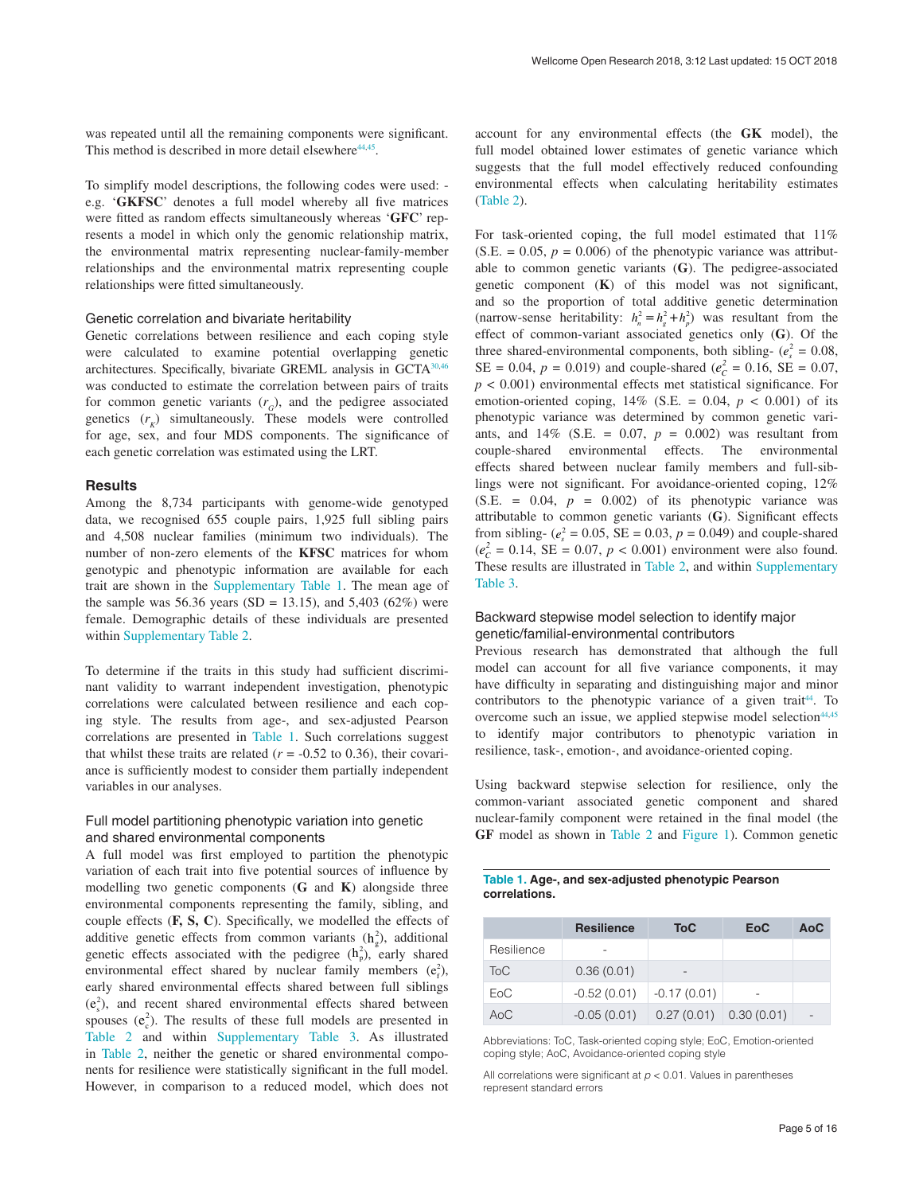was repeated until all the remaining components were significant. This method is described in more detail elsewhere[44,45].

To simplify model descriptions, the following codes were used: - e.g. '**GKFSC**' denotes a full model whereby all five matrices were fitted as random effects simultaneously whereas '**GFC**' represents a model in which only the genomic relationship matrix, the environmental matrix representing nuclear-family-member relationships and the environmental matrix representing couple relationships were fitted simultaneously.

### Genetic correlation and bivariate heritability

Genetic correlations between resilience and each coping style were calculated to examine potential overlapping genetic architectures. Specifically, bivariate GREML analysis in GCTA[30,46] was conducted to estimate the correlation between pairs of traits for common genetic variants ($r_G$), and the pedigree associated genetics ($r_K$) simultaneously. These models were controlled for age, sex, and four MDS components. The significance of each genetic correlation was estimated using the LRT.

## Results

Among the 8,734 participants with genome-wide genotyped data, we recognised 655 couple pairs, 1,925 full sibling pairs and 4,508 nuclear families (minimum two individuals). The number of non-zero elements of the **KFSC** matrices for whom genotypic and phenotypic information are available for each trait are shown in the Supplementary Table 1. The mean age of the sample was 56.36 years (SD = 13.15), and 5,403 (62%) were female. Demographic details of these individuals are presented within Supplementary Table 2.

To determine if the traits in this study had sufficient discriminant validity to warrant independent investigation, phenotypic correlations were calculated between resilience and each coping style. The results from age-, and sex-adjusted Pearson correlations are presented in Table 1. Such correlations suggest that whilst these traits are related ($r$ = -0.52 to 0.36), their covariance is sufficiently modest to consider them partially independent variables in our analyses.

### Full model partitioning phenotypic variation into genetic and shared environmental components

A full model was first employed to partition the phenotypic variation of each trait into five potential sources of influence by modelling two genetic components (**G** and **K**) alongside three environmental components representing the family, sibling, and couple effects (**F, S, C**). Specifically, we modelled the effects of additive genetic effects from common variants ($h_g^2$), additional genetic effects associated with the pedigree ($h_p^2$), early shared environmental effect shared by nuclear family members ($e_f^2$), early shared environmental effects shared between full siblings ($e_s^2$), and recent shared environmental effects shared between spouses ($e_c^2$). The results of these full models are presented in Table 2 and within Supplementary Table 3. As illustrated in Table 2, neither the genetic or shared environmental components for resilience were statistically significant in the full model. However, in comparison to a reduced model, which does not account for any environmental effects (the **GK** model), the full model obtained lower estimates of genetic variance which suggests that the full model effectively reduced confounding environmental effects when calculating heritability estimates (Table 2).

For task-oriented coping, the full model estimated that 11% (S.E. = 0.05, $p$ = 0.006) of the phenotypic variance was attributable to common genetic variants (**G**). The pedigree-associated genetic component (**K**) of this model was not significant, and so the proportion of total additive genetic determination (narrow-sense heritability: $h_n^2 = h_g^2 + h_p^2$) was resultant from the effect of common-variant associated genetics only (**G**). Of the three shared-environmental components, both sibling- ($e_s^2$ = 0.08, SE = 0.04, $p$ = 0.019) and couple-shared ($e_c^2$ = 0.16, SE = 0.07, $p$ < 0.001) environmental effects met statistical significance. For emotion-oriented coping, 14% (S.E. = 0.04, $p$ < 0.001) of its phenotypic variance was determined by common genetic variants, and 14% (S.E. = 0.07, $p$ = 0.002) was resultant from couple-shared environmental effects. The environmental effects shared between nuclear family members and full-siblings were not significant. For avoidance-oriented coping, 12% (S.E. = 0.04, $p$ = 0.002) of its phenotypic variance was attributable to common genetic variants (**G**). Significant effects from sibling- ($e_s^2$ = 0.05, SE = 0.03, $p$ = 0.049) and couple-shared ($e_c^2$ = 0.14, SE = 0.07, $p$ < 0.001) environment were also found. These results are illustrated in Table 2, and within Supplementary Table 3.

### Backward stepwise model selection to identify major genetic/familial-environmental contributors

Previous research has demonstrated that although the full model can account for all five variance components, it may have difficulty in separating and distinguishing major and minor contributors to the phenotypic variance of a given trait[44]. To overcome such an issue, we applied stepwise model selection[44,45] to identify major contributors to phenotypic variation in resilience, task-, emotion-, and avoidance-oriented coping.

Using backward stepwise selection for resilience, only the common-variant associated genetic component and shared nuclear-family component were retained in the final model (the **GF** model as shown in Table 2 and Figure 1). Common genetic

**Table 1. Age-, and sex-adjusted phenotypic Pearson correlations.**

| | Resilience | ToC | EoC | AoC |
|---|---|---|---|---|
| Resilience | - | | | |
| ToC | 0.36 (0.01) | - | | |
| EoC | -0.52 (0.01) | -0.17 (0.01) | - | |
| AoC | -0.05 (0.01) | 0.27 (0.01) | 0.30 (0.01) | - |

Abbreviations: ToC, Task-oriented coping style; EoC, Emotion-oriented coping style; AoC, Avoidance-oriented coping style

All correlations were significant at $p$ < 0.01. Values in parentheses represent standard errors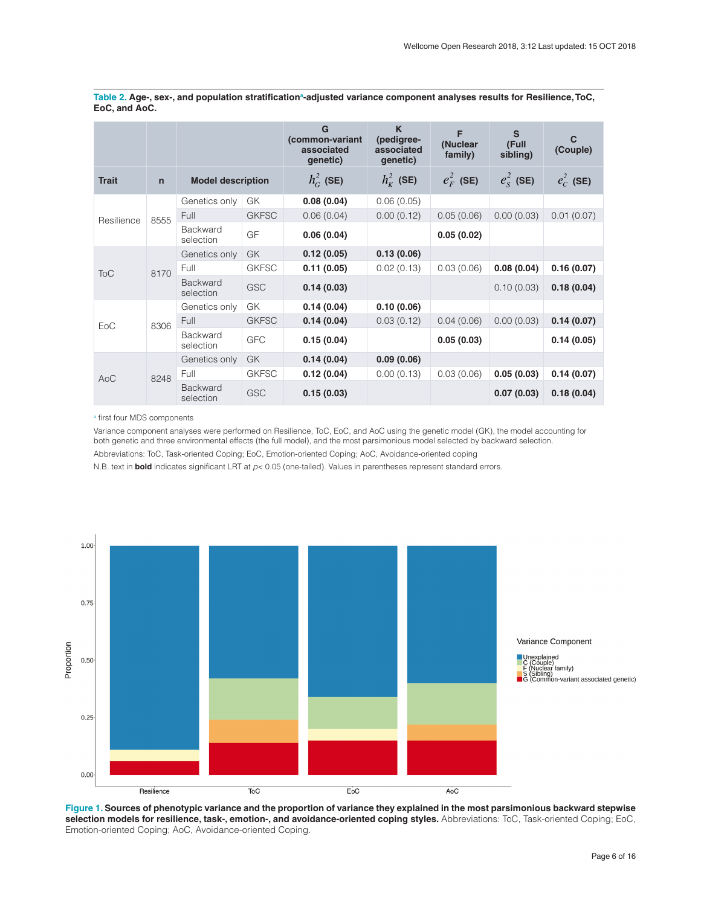**Table 2. Age-, sex-, and population stratification[a]-adjusted variance component analyses results for Resilience, ToC, EoC, and AoC.**

| | | | | G (common-variant associated genetic) | K (pedigree-associated genetic) | F (Nuclear family) | S (Full sibling) | C (Couple) |
|---|---|---|---|---|---|---|---|---|
| **Trait** | **n** | **Model description** | | $h_G^2$ (SE) | $h_K^2$ (SE) | $e_F^2$ (SE) | $e_S^2$ (SE) | $e_C^2$ (SE) |
| Resilience | 8555 | Genetics only | GK | **0.08 (0.04)** | 0.06 (0.05) | | | |
| | | Full | GKFSC | 0.06 (0.04) | 0.00 (0.12) | 0.05 (0.06) | 0.00 (0.03) | 0.01 (0.07) |
| | | Backward selection | GF | **0.06 (0.04)** | | **0.05 (0.02)** | | |
| ToC | 8170 | Genetics only | GK | **0.12 (0.05)** | **0.13 (0.06)** | | | |
| | | Full | GKFSC | **0.11 (0.05)** | 0.02 (0.13) | 0.03 (0.06) | **0.08 (0.04)** | **0.16 (0.07)** |
| | | Backward selection | GSC | **0.14 (0.03)** | | | 0.10 (0.03) | **0.18 (0.04)** |
| EoC | 8306 | Genetics only | GK | **0.14 (0.04)** | **0.10 (0.06)** | | | |
| | | Full | GKFSC | **0.14 (0.04)** | 0.03 (0.12) | 0.04 (0.06) | 0.00 (0.03) | **0.14 (0.07)** |
| | | Backward selection | GFC | **0.15 (0.04)** | | **0.05 (0.03)** | | **0.14 (0.05)** |
| AoC | 8248 | Genetics only | GK | **0.14 (0.04)** | **0.09 (0.06)** | | | |
| | | Full | GKFSC | **0.12 (0.04)** | 0.00 (0.13) | 0.03 (0.06) | **0.05 (0.03)** | **0.14 (0.07)** |
| | | Backward selection | GSC | **0.15 (0.03)** | | | **0.07 (0.03)** | **0.18 (0.04)** |

[a] first four MDS components

Variance component analyses were performed on Resilience, ToC, EoC, and AoC using the genetic model (GK), the model accounting for both genetic and three environmental effects (the full model), and the most parsimonious model selected by backward selection.

Abbreviations: ToC, Task-oriented Coping; EoC, Emotion-oriented Coping; AoC, Avoidance-oriented coping

N.B. text in **bold** indicates significant LRT at $p < 0.05$ (one-tailed). Values in parentheses represent standard errors.

**Figure 1. Sources of phenotypic variance and the proportion of variance they explained in the most parsimonious backward stepwise selection models for resilience, task-, emotion-, and avoidance-oriented coping styles.** Abbreviations: ToC, Task-oriented Coping; EoC, Emotion-oriented Coping; AoC, Avoidance-oriented Coping.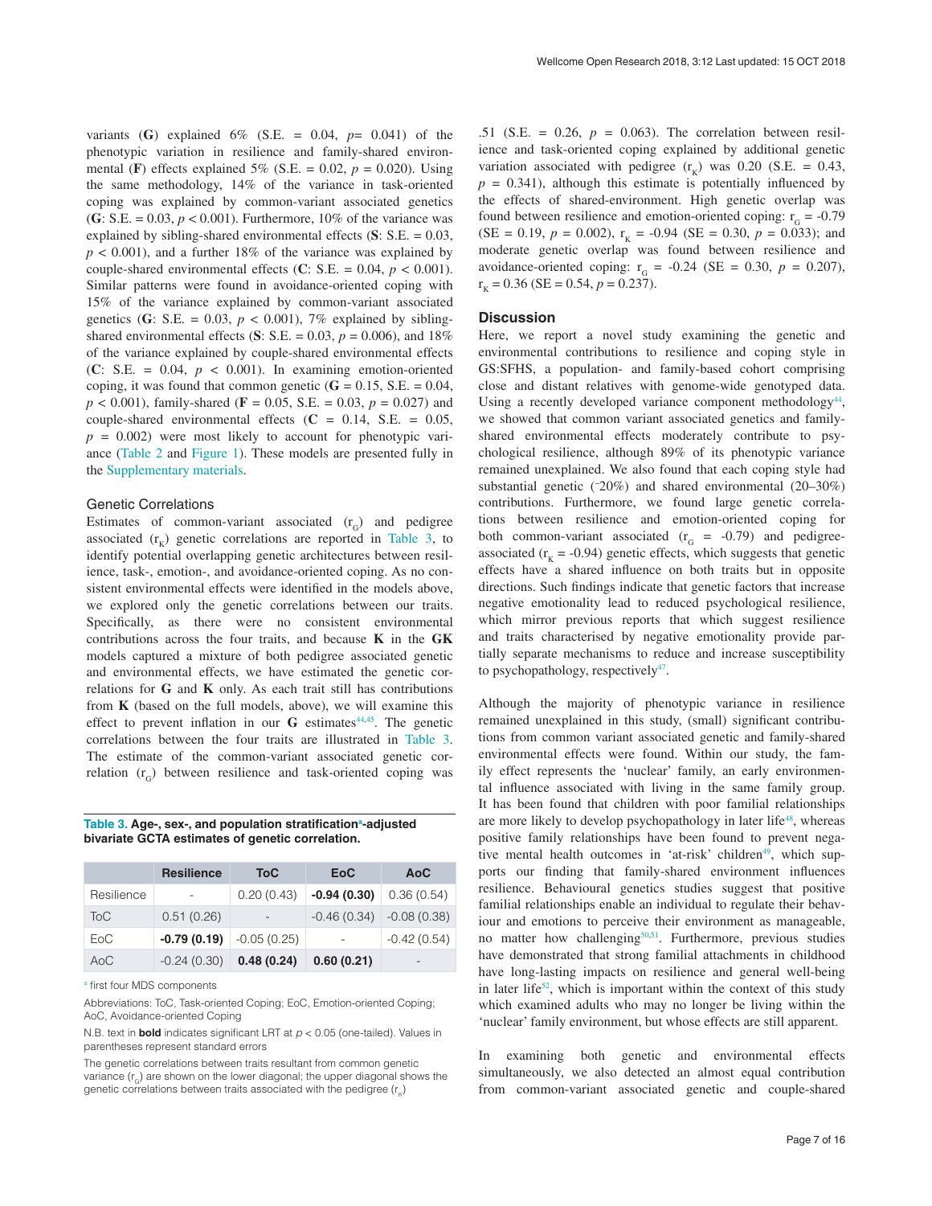variants (**G**) explained 6% (S.E. = 0.04, $p$= 0.041) of the phenotypic variation in resilience and family-shared environmental (**F**) effects explained 5% (S.E. = 0.02, $p$ = 0.020). Using the same methodology, 14% of the variance in task-oriented coping was explained by common-variant associated genetics (**G**: S.E. = 0.03, $p < 0.001$). Furthermore, 10% of the variance was explained by sibling-shared environmental effects (**S**: S.E. = 0.03, $p < 0.001$), and a further 18% of the variance was explained by couple-shared environmental effects (**C**: S.E. = 0.04, $p < 0.001$). Similar patterns were found in avoidance-oriented coping with 15% of the variance explained by common-variant associated genetics (**G**: S.E. = 0.03, $p < 0.001$), 7% explained by sibling-shared environmental effects (**S**: S.E. = 0.03, $p$ = 0.006), and 18% of the variance explained by couple-shared environmental effects (**C**: S.E. = 0.04, $p < 0.001$). In examining emotion-oriented coping, it was found that common genetic (**G** = 0.15, S.E. = 0.04, $p < 0.001$), family-shared (**F** = 0.05, S.E. = 0.03, $p$ = 0.027) and couple-shared environmental effects (**C** = 0.14, S.E. = 0.05, $p$ = 0.002) were most likely to account for phenotypic variance (Table 2 and Figure 1). These models are presented fully in the Supplementary materials.

### Genetic Correlations

Estimates of common-variant associated ($r_G$) and pedigree associated ($r_K$) genetic correlations are reported in Table 3, to identify potential overlapping genetic architectures between resilience, task-, emotion-, and avoidance-oriented coping. As no consistent environmental effects were identified in the models above, we explored only the genetic correlations between our traits. Specifically, as there were no consistent environmental contributions across the four traits, and because **K** in the **GK** models captured a mixture of both pedigree associated genetic and environmental effects, we have estimated the genetic correlations for **G** and **K** only. As each trait still has contributions from **K** (based on the full models, above), we will examine this effect to prevent inflation in our **G** estimates[44,45]. The genetic correlations between the four traits are illustrated in Table 3. The estimate of the common-variant associated genetic correlation ($r_G$) between resilience and task-oriented coping was .51 (S.E. = 0.26, $p$ = 0.063). The correlation between resilience and task-oriented coping explained by additional genetic variation associated with pedigree ($r_K$) was 0.20 (S.E. = 0.43, $p$ = 0.341), although this estimate is potentially influenced by the effects of shared-environment. High genetic overlap was found between resilience and emotion-oriented coping: $r_G$ = -0.79 (SE = 0.19, $p$ = 0.002), $r_K$ = -0.94 (SE = 0.30, $p$ = 0.033); and moderate genetic overlap was found between resilience and avoidance-oriented coping: $r_G$ = -0.24 (SE = 0.30, $p$ = 0.207), $r_K$ = 0.36 (SE = 0.54, $p$ = 0.237).

**Table 3. Age-, sex-, and population stratification[a]-adjusted bivariate GCTA estimates of genetic correlation.**

| | Resilience | ToC | EoC | AoC |
|---|---|---|---|---|
| Resilience | - | 0.20 (0.43) | **-0.94 (0.30)** | 0.36 (0.54) |
| ToC | 0.51 (0.26) | - | -0.46 (0.34) | -0.08 (0.38) |
| EoC | **-0.79 (0.19)** | -0.05 (0.25) | - | -0.42 (0.54) |
| AoC | -0.24 (0.30) | **0.48 (0.24)** | **0.60 (0.21)** | - |

[a] first four MDS components

Abbreviations: ToC, Task-oriented Coping; EoC, Emotion-oriented Coping; AoC, Avoidance-oriented Coping

N.B. text in **bold** indicates significant LRT at $p < 0.05$ (one-tailed). Values in parentheses represent standard errors

The genetic correlations between traits resultant from common genetic variance ($r_G$) are shown on the lower diagonal; the upper diagonal shows the genetic correlations between traits associated with the pedigree ($r_K$)

## Discussion

Here, we report a novel study examining the genetic and environmental contributions to resilience and coping style in GS:SFHS, a population- and family-based cohort comprising close and distant relatives with genome-wide genotyped data. Using a recently developed variance component methodology[44], we showed that common variant associated genetics and family-shared environmental effects moderately contribute to psychological resilience, although 89% of its phenotypic variance remained unexplained. We also found that each coping style had substantial genetic (~20%) and shared environmental (20–30%) contributions. Furthermore, we found large genetic correlations between resilience and emotion-oriented coping for both common-variant associated ($r_G$ = -0.79) and pedigree-associated ($r_K$ = -0.94) genetic effects, which suggests that genetic effects have a shared influence on both traits but in opposite directions. Such findings indicate that genetic factors that increase negative emotionality lead to reduced psychological resilience, which mirror previous reports that which suggest resilience and traits characterised by negative emotionality provide partially separate mechanisms to reduce and increase susceptibility to psychopathology, respectively[47].

Although the majority of phenotypic variance in resilience remained unexplained in this study, (small) significant contributions from common variant associated genetic and family-shared environmental effects were found. Within our study, the family effect represents the 'nuclear' family, an early environmental influence associated with living in the same family group. It has been found that children with poor familial relationships are more likely to develop psychopathology in later life[48], whereas positive family relationships have been found to prevent negative mental health outcomes in 'at-risk' children[49], which supports our finding that family-shared environment influences resilience. Behavioural genetics studies suggest that positive familial relationships enable an individual to regulate their behaviour and emotions to perceive their environment as manageable, no matter how challenging[50,51]. Furthermore, previous studies have demonstrated that strong familial attachments in childhood have long-lasting impacts on resilience and general well-being in later life[52], which is important within the context of this study which examined adults who may no longer be living within the 'nuclear' family environment, but whose effects are still apparent.

In examining both genetic and environmental effects simultaneously, we also detected an almost equal contribution from common-variant associated genetic and couple-shared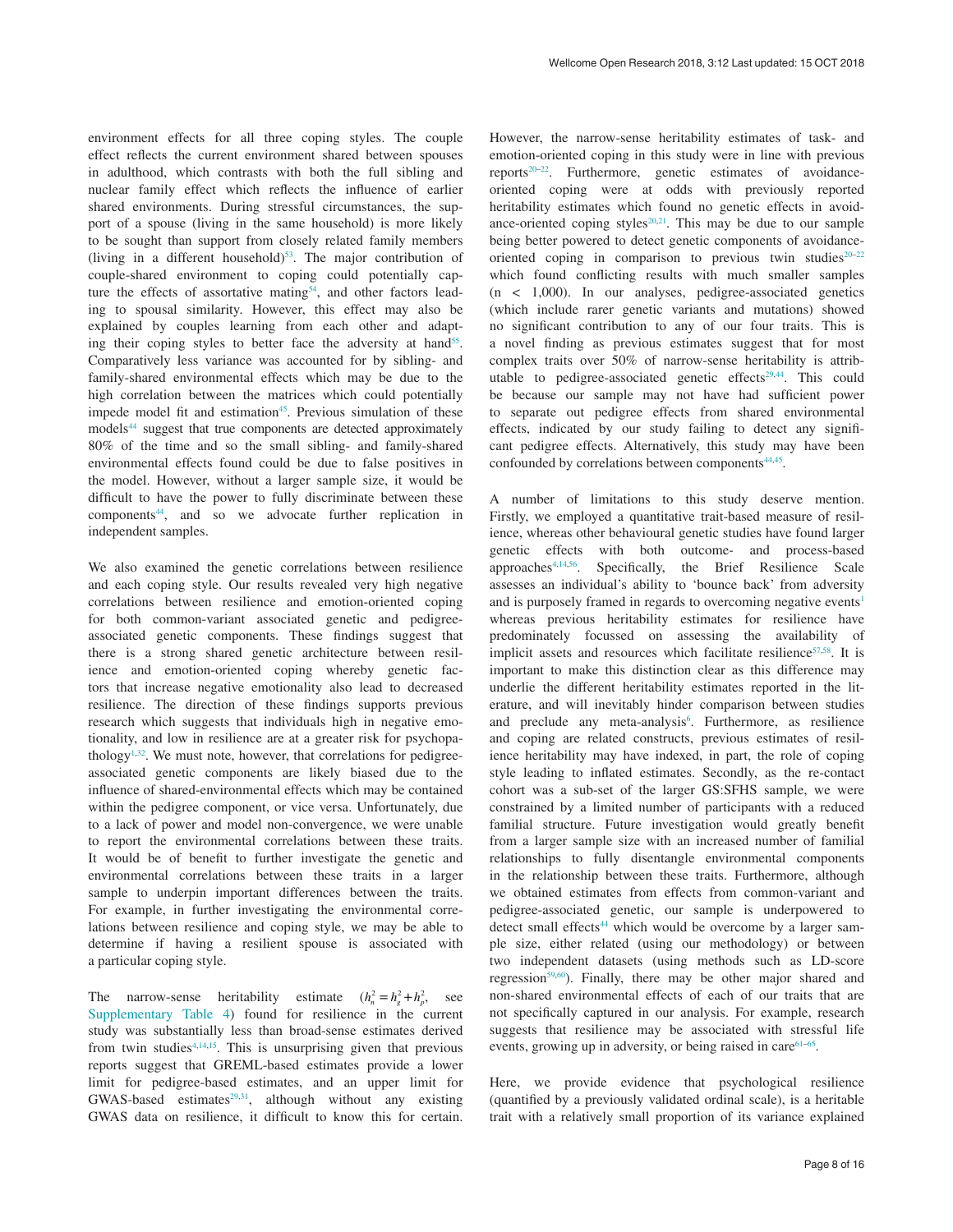environment effects for all three coping styles. The couple effect reflects the current environment shared between spouses in adulthood, which contrasts with both the full sibling and nuclear family effect which reflects the influence of earlier shared environments. During stressful circumstances, the support of a spouse (living in the same household) is more likely to be sought than support from closely related family members (living in a different household)[53]. The major contribution of couple-shared environment to coping could potentially capture the effects of assortative mating[54], and other factors leading to spousal similarity. However, this effect may also be explained by couples learning from each other and adapting their coping styles to better face the adversity at hand[55]. Comparatively less variance was accounted for by sibling- and family-shared environmental effects which may be due to the high correlation between the matrices which could potentially impede model fit and estimation[45]. Previous simulation of these models[44] suggest that true components are detected approximately 80% of the time and so the small sibling- and family-shared environmental effects found could be due to false positives in the model. However, without a larger sample size, it would be difficult to have the power to fully discriminate between these components[44], and so we advocate further replication in independent samples.

We also examined the genetic correlations between resilience and each coping style. Our results revealed very high negative correlations between resilience and emotion-oriented coping for both common-variant associated genetic and pedigree-associated genetic components. These findings suggest that there is a strong shared genetic architecture between resilience and emotion-oriented coping whereby genetic factors that increase negative emotionality also lead to decreased resilience. The direction of these findings supports previous research which suggests that individuals high in negative emotionality, and low in resilience are at a greater risk for psychopathology[1,32]. We must note, however, that correlations for pedigree-associated genetic components are likely biased due to the influence of shared-environmental effects which may be contained within the pedigree component, or vice versa. Unfortunately, due to a lack of power and model non-convergence, we were unable to report the environmental correlations between these traits. It would be of benefit to further investigate the genetic and environmental correlations between these traits in a larger sample to underpin important differences between the traits. For example, in further investigating the environmental correlations between resilience and coping style, we may be able to determine if having a resilient spouse is associated with a particular coping style.

The narrow-sense heritability estimate ($h_n^2 = h_g^2 + h_p^2$, see Supplementary Table 4) found for resilience in the current study was substantially less than broad-sense estimates derived from twin studies[4,14,15]. This is unsurprising given that previous reports suggest that GREML-based estimates provide a lower limit for pedigree-based estimates, and an upper limit for GWAS-based estimates[29,31], although without any existing GWAS data on resilience, it difficult to know this for certain. However, the narrow-sense heritability estimates of task- and emotion-oriented coping in this study were in line with previous reports[20–22]. Furthermore, genetic estimates of avoidance-oriented coping were at odds with previously reported heritability estimates which found no genetic effects in avoidance-oriented coping styles[20,21]. This may be due to our sample being better powered to detect genetic components of avoidance-oriented coping in comparison to previous twin studies[20–22] which found conflicting results with much smaller samples (n < 1,000). In our analyses, pedigree-associated genetics (which include rarer genetic variants and mutations) showed no significant contribution to any of our four traits. This is a novel finding as previous estimates suggest that for most complex traits over 50% of narrow-sense heritability is attributable to pedigree-associated genetic effects[29,44]. This could be because our sample may not have had sufficient power to separate out pedigree effects from shared environmental effects, indicated by our study failing to detect any significant pedigree effects. Alternatively, this study may have been confounded by correlations between components[44,45].

A number of limitations to this study deserve mention. Firstly, we employed a quantitative trait-based measure of resilience, whereas other behavioural genetic studies have found larger genetic effects with both outcome- and process-based approaches[4,14,56]. Specifically, the Brief Resilience Scale assesses an individual's ability to 'bounce back' from adversity and is purposely framed in regards to overcoming negative events[1] whereas previous heritability estimates for resilience have predominately focussed on assessing the availability of implicit assets and resources which facilitate resilience[57,58]. It is important to make this distinction clear as this difference may underlie the different heritability estimates reported in the literature, and will inevitably hinder comparison between studies and preclude any meta-analysis[6]. Furthermore, as resilience and coping are related constructs, previous estimates of resilience heritability may have indexed, in part, the role of coping style leading to inflated estimates. Secondly, as the re-contact cohort was a sub-set of the larger GS:SFHS sample, we were constrained by a limited number of participants with a reduced familial structure. Future investigation would greatly benefit from a larger sample size with an increased number of familial relationships to fully disentangle environmental components in the relationship between these traits. Furthermore, although we obtained estimates from effects from common-variant and pedigree-associated genetic, our sample is underpowered to detect small effects[44] which would be overcome by a larger sample size, either related (using our methodology) or between two independent datasets (using methods such as LD-score regression[59,60]). Finally, there may be other major shared and non-shared environmental effects of each of our traits that are not specifically captured in our analysis. For example, research suggests that resilience may be associated with stressful life events, growing up in adversity, or being raised in care[61–65].

Here, we provide evidence that psychological resilience (quantified by a previously validated ordinal scale), is a heritable trait with a relatively small proportion of its variance explained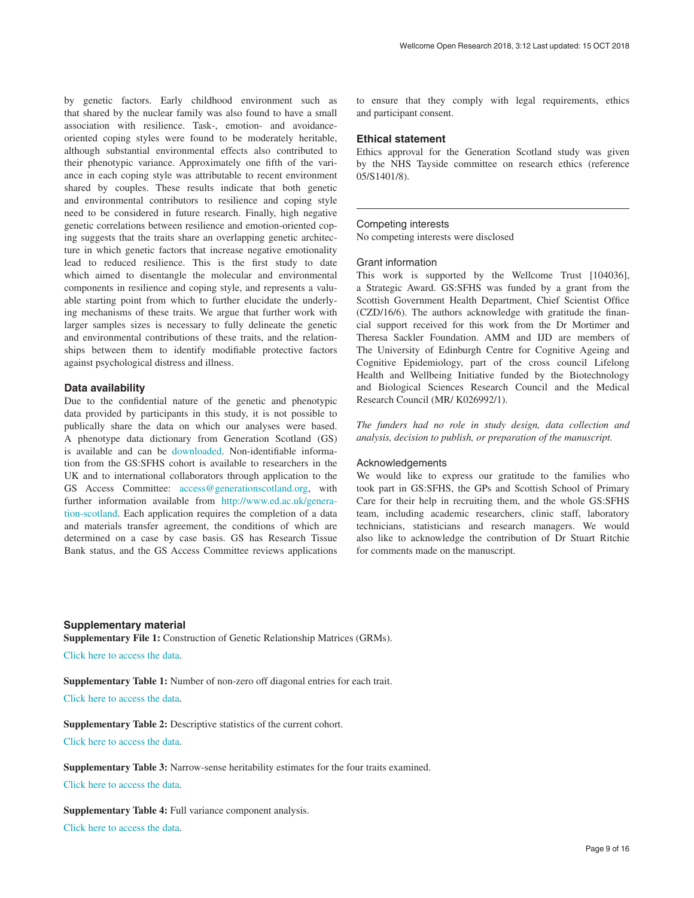by genetic factors. Early childhood environment such as that shared by the nuclear family was also found to have a small association with resilience. Task-, emotion- and avoidance-oriented coping styles were found to be moderately heritable, although substantial environmental effects also contributed to their phenotypic variance. Approximately one fifth of the variance in each coping style was attributable to recent environment shared by couples. These results indicate that both genetic and environmental contributors to resilience and coping style need to be considered in future research. Finally, high negative genetic correlations between resilience and emotion-oriented coping suggests that the traits share an overlapping genetic architecture in which genetic factors that increase negative emotionality lead to reduced resilience. This is the first study to date which aimed to disentangle the molecular and environmental components in resilience and coping style, and represents a valuable starting point from which to further elucidate the underlying mechanisms of these traits. We argue that further work with larger samples sizes is necessary to fully delineate the genetic and environmental contributions of these traits, and the relationships between them to identify modifiable protective factors against psychological distress and illness.

### Data availability

Due to the confidential nature of the genetic and phenotypic data provided by participants in this study, it is not possible to publically share the data on which our analyses were based. A phenotype data dictionary from Generation Scotland (GS) is available and can be downloaded. Non-identifiable information from the GS:SFHS cohort is available to researchers in the UK and to international collaborators through application to the GS Access Committee: access@generationscotland.org, with further information available from http://www.ed.ac.uk/generation-scotland. Each application requires the completion of a data and materials transfer agreement, the conditions of which are determined on a case by case basis. GS has Research Tissue Bank status, and the GS Access Committee reviews applications to ensure that they comply with legal requirements, ethics and participant consent.

### Ethical statement

Ethics approval for the Generation Scotland study was given by the NHS Tayside committee on research ethics (reference 05/S1401/8).

#### Competing interests

No competing interests were disclosed

#### Grant information

This work is supported by the Wellcome Trust [104036], a Strategic Award. GS:SFHS was funded by a grant from the Scottish Government Health Department, Chief Scientist Office (CZD/16/6). The authors acknowledge with gratitude the financial support received for this work from the Dr Mortimer and Theresa Sackler Foundation. AMM and IJD are members of The University of Edinburgh Centre for Cognitive Ageing and Cognitive Epidemiology, part of the cross council Lifelong Health and Wellbeing Initiative funded by the Biotechnology and Biological Sciences Research Council and the Medical Research Council (MR/ K026992/1).

*The funders had no role in study design, data collection and analysis, decision to publish, or preparation of the manuscript.*

#### Acknowledgements

We would like to express our gratitude to the families who took part in GS:SFHS, the GPs and Scottish School of Primary Care for their help in recruiting them, and the whole GS:SFHS team, including academic researchers, clinic staff, laboratory technicians, statisticians and research managers. We would also like to acknowledge the contribution of Dr Stuart Ritchie for comments made on the manuscript.

### Supplementary material

**Supplementary File 1:** Construction of Genetic Relationship Matrices (GRMs).

Click here to access the data.

**Supplementary Table 1:** Number of non-zero off diagonal entries for each trait.

Click here to access the data.

**Supplementary Table 2:** Descriptive statistics of the current cohort.

Click here to access the data.

**Supplementary Table 3:** Narrow-sense heritability estimates for the four traits examined.

Click here to access the data.

**Supplementary Table 4:** Full variance component analysis.

Click here to access the data.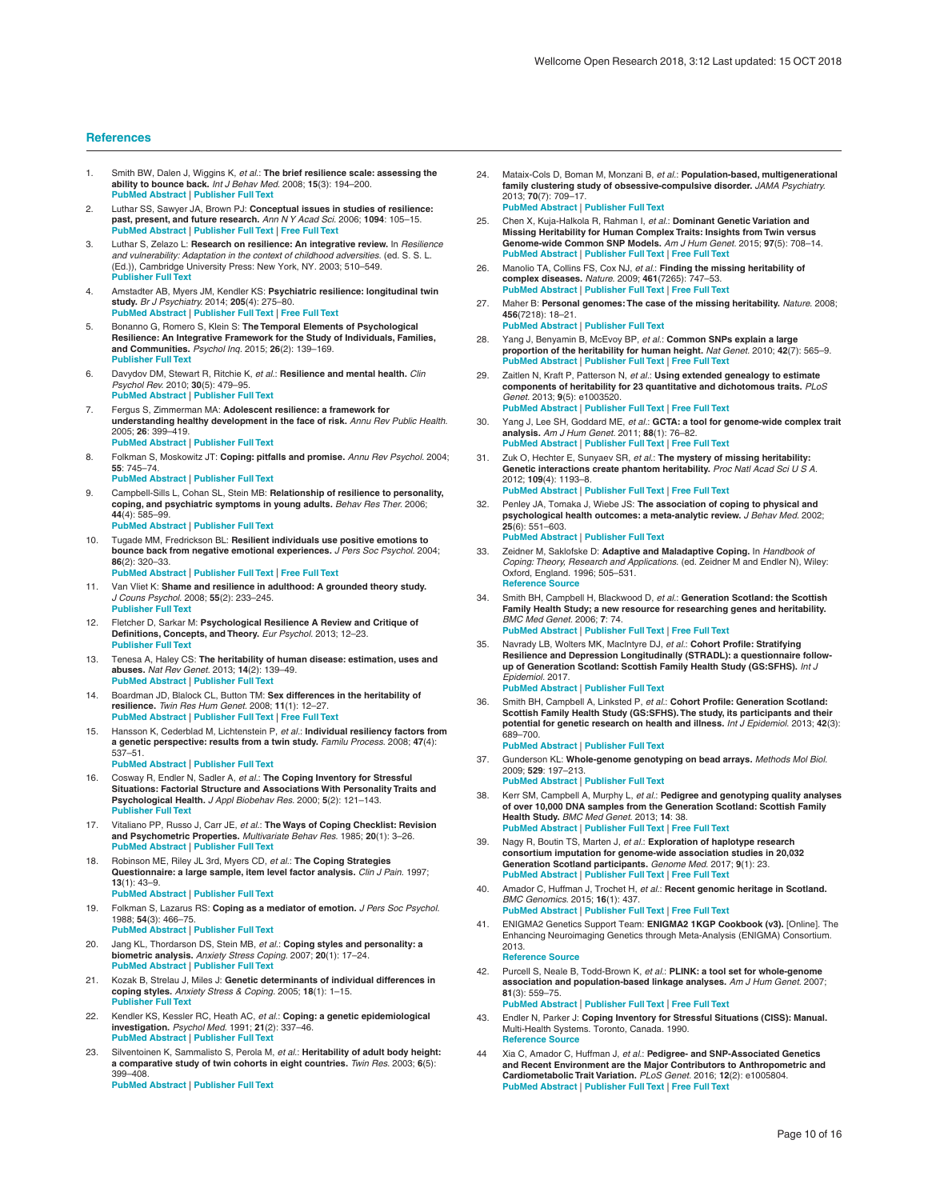## References

1. Smith BW, Dalen J, Wiggins K, *et al.*: **The brief resilience scale: assessing the ability to bounce back.** *Int J Behav Med.* 2008; **15**(3): 194–200.
PubMed Abstract | Publisher Full Text

2. Luthar SS, Sawyer JA, Brown PJ: **Conceptual issues in studies of resilience: past, present, and future research.** *Ann N Y Acad Sci.* 2006; **1094**: 105–15.
PubMed Abstract | Publisher Full Text | Free Full Text

3. Luthar S, Zelazo L: **Research on resilience: An integrative review.** In *Resilience and vulnerability: Adaptation in the context of childhood adversities.* (ed. S. S. L. (Ed.)), Cambridge University Press: New York, NY. 2003; 510–549.
Publisher Full Text

4. Amstadter AB, Myers JM, Kendler KS: **Psychiatric resilience: longitudinal twin study.** *Br J Psychiatry.* 2014; **205**(4): 275–80.
PubMed Abstract | Publisher Full Text | Free Full Text

5. Bonanno G, Romero S, Klein S: **The Temporal Elements of Psychological Resilience: An Integrative Framework for the Study of Individuals, Families, and Communities.** *Psychol Inq.* 2015; **26**(2): 139–169.
Publisher Full Text

6. Davydov DM, Stewart R, Ritchie K, *et al.*: **Resilience and mental health.** *Clin Psychol Rev.* 2010; **30**(5): 479–95.
PubMed Abstract | Publisher Full Text

7. Fergus S, Zimmerman MA: **Adolescent resilience: a framework for understanding healthy development in the face of risk.** *Annu Rev Public Health.* 2005; **26**: 399–419.
PubMed Abstract | Publisher Full Text

8. Folkman S, Moskowitz JT: **Coping: pitfalls and promise.** *Annu Rev Psychol.* 2004; **55**: 745–74.
PubMed Abstract | Publisher Full Text

9. Campbell-Sills L, Cohan SL, Stein MB: **Relationship of resilience to personality, coping, and psychiatric symptoms in young adults.** *Behav Res Ther.* 2006; **44**(4): 585–99.
PubMed Abstract | Publisher Full Text

10. Tugade MM, Fredrickson BL: **Resilient individuals use positive emotions to bounce back from negative emotional experiences.** *J Pers Soc Psychol.* 2004; **86**(2): 320–33.
PubMed Abstract | Publisher Full Text | Free Full Text

11. Van Vliet K: **Shame and resilience in adulthood: A grounded theory study.** *J Couns Psychol.* 2008; **55**(2): 233–245.
Publisher Full Text

12. Fletcher D, Sarkar M: **Psychological Resilience A Review and Critique of Definitions, Concepts, and Theory.** *Eur Psychol.* 2013; 12–23.
Publisher Full Text

13. Tenesa A, Haley CS: **The heritability of human disease: estimation, uses and abuses.** *Nat Rev Genet.* 2013; **14**(2): 139–49.
PubMed Abstract | Publisher Full Text

14. Boardman JD, Blalock CL, Button TM: **Sex differences in the heritability of resilience.** *Twin Res Hum Genet.* 2008; **11**(1): 12–27.
PubMed Abstract | Publisher Full Text | Free Full Text

15. Hansson K, Cederblad M, Lichtenstein P, *et al.*: **Individual resiliency factors from a genetic perspective: results from a twin study.** *Familu Process.* 2008; **47**(4): 537–51.
PubMed Abstract | Publisher Full Text

16. Cosway R, Endler N, Sadler A, *et al.*: **The Coping Inventory for Stressful Situations: Factorial Structure and Associations With Personality Traits and Psychological Health.** *J Appl Biobehav Res.* 2000; **5**(2): 121–143.
Publisher Full Text

17. Vitaliano PP, Russo J, Carr JE, *et al.*: **The Ways of Coping Checklist: Revision and Psychometric Properties.** *Multivariate Behav Res.* 1985; **20**(1): 3–26.
PubMed Abstract | Publisher Full Text

18. Robinson ME, Riley JL 3rd, Myers CD, *et al.*: **The Coping Strategies Questionnaire: a large sample, item level factor analysis.** *Clin J Pain.* 1997; **13**(1): 43–9.
PubMed Abstract | Publisher Full Text

19. Folkman S, Lazarus RS: **Coping as a mediator of emotion.** *J Pers Soc Psychol.* 1988; **54**(3): 466–75.
PubMed Abstract | Publisher Full Text

20. Jang KL, Thordarson DS, Stein MB, *et al.*: **Coping styles and personality: a biometric analysis.** *Anxiety Stress Coping.* 2007; **20**(1): 17–24.
PubMed Abstract | Publisher Full Text

21. Kozak B, Strelau J, Miles J: **Genetic determinants of individual differences in coping styles.** *Anxiety Stress & Coping.* 2005; **18**(1): 1–15.
Publisher Full Text

22. Kendler KS, Kessler RC, Heath AC, *et al.*: **Coping: a genetic epidemiological investigation.** *Psychol Med.* 1991; **21**(2): 337–46.
PubMed Abstract | Publisher Full Text

23. Silventoinen K, Sammalisto S, Perola M, *et al.*: **Heritability of adult body height: a comparative study of twin cohorts in eight countries.** *Twin Res.* 2003; **6**(5): 399–408.
PubMed Abstract | Publisher Full Text

24. Mataix-Cols D, Boman M, Monzani B, *et al.*: **Population-based, multigenerational family clustering study of obsessive-compulsive disorder.** *JAMA Psychiatry.* 2013; **70**(7): 709–17.
PubMed Abstract | Publisher Full Text

25. Chen X, Kuja-Halkola R, Rahman I, *et al.*: **Dominant Genetic Variation and Missing Heritability for Human Complex Traits: Insights from Twin versus Genome-wide Common SNP Models.** *Am J Hum Genet.* 2015; **97**(5): 708–14.
PubMed Abstract | Publisher Full Text | Free Full Text

26. Manolio TA, Collins FS, Cox NJ, *et al.*: **Finding the missing heritability of complex diseases.** *Nature.* 2009; **461**(7265): 747–53.
PubMed Abstract | Publisher Full Text | Free Full Text

27. Maher B: **Personal genomes: The case of the missing heritability.** *Nature.* 2008; **456**(7218): 18–21.
PubMed Abstract | Publisher Full Text

28. Yang J, Benyamin B, McEvoy BP, *et al.*: **Common SNPs explain a large proportion of the heritability for human height.** *Nat Genet.* 2010; **42**(7): 565–9.
PubMed Abstract | Publisher Full Text | Free Full Text

29. Zaitlen N, Kraft P, Patterson N, *et al.*: **Using extended genealogy to estimate components of heritability for 23 quantitative and dichotomous traits.** *PLoS Genet.* 2013; **9**(5): e1003520.
PubMed Abstract | Publisher Full Text | Free Full Text

30. Yang J, Lee SH, Goddard ME, *et al.*: **GCTA: a tool for genome-wide complex trait analysis.** *Am J Hum Genet.* 2011; **88**(1): 76–82.
PubMed Abstract | Publisher Full Text | Free Full Text

31. Zuk O, Hechter E, Sunyaev SR, *et al.*: **The mystery of missing heritability: Genetic interactions create phantom heritability.** *Proc Natl Acad Sci U S A.* 2012; **109**(4): 1193–8.
PubMed Abstract | Publisher Full Text | Free Full Text

32. Penley JA, Tomaka J, Wiebe JS: **The association of coping to physical and psychological health outcomes: a meta-analytic review.** *J Behav Med.* 2002; **25**(6): 551–603.
PubMed Abstract | Publisher Full Text

33. Zeidner M, Saklofske D: **Adaptive and Maladaptive Coping.** In *Handbook of Coping: Theory, Research and Applications.* (ed. Zeidner M and Endler N), Wiley: Oxford, England. 1996; 505–531.
Reference Source

34. Smith BH, Campbell H, Blackwood D, *et al.*: **Generation Scotland: the Scottish Family Health Study; a new resource for researching genes and heritability.** *BMC Med Genet.* 2006; **7**: 74.
PubMed Abstract | Publisher Full Text | Free Full Text

35. Navrady LB, Wolters MK, MacIntyre DJ, *et al.*: **Cohort Profile: Stratifying Resilience and Depression Longitudinally (STRADL): a questionnaire follow-up of Generation Scotland: Scottish Family Health Study (GS:SFHS).** *Int J Epidemiol.* 2017.
PubMed Abstract | Publisher Full Text

36. Smith BH, Campbell A, Linksted P, *et al.*: **Cohort Profile: Generation Scotland: Scottish Family Health Study (GS:SFHS). The study, its participants and their potential for genetic research on health and illness.** *Int J Epidemiol.* 2013; **42**(3): 689–700.
PubMed Abstract | Publisher Full Text

37. Gunderson KL: **Whole-genome genotyping on bead arrays.** *Methods Mol Biol.* 2009; **529**: 197–213.
PubMed Abstract | Publisher Full Text

38. Kerr SM, Campbell A, Murphy L, *et al.*: **Pedigree and genotyping quality analyses of over 10,000 DNA samples from the Generation Scotland: Scottish Family Health Study.** *BMC Med Genet.* 2013; **14**: 38.
PubMed Abstract | Publisher Full Text | Free Full Text

39. Nagy R, Boutin TS, Marten J, *et al.*: **Exploration of haplotype research consortium imputation for genome-wide association studies in 20,032 Generation Scotland participants.** *Genome Med.* 2017; **9**(1): 23.
PubMed Abstract | Publisher Full Text | Free Full Text

40. Amador C, Huffman J, Trochet H, *et al.*: **Recent genomic heritage in Scotland.** *BMC Genomics.* 2015; **16**(1): 437.
PubMed Abstract | Publisher Full Text | Free Full Text

41. ENIGMA2 Genetics Support Team: **ENIGMA2 1KGP Cookbook (v3).** [Online]. The Enhancing Neuroimaging Genetics through Meta-Analysis (ENIGMA) Consortium. 2013.
Reference Source

42. Purcell S, Neale B, Todd-Brown K, *et al.*: **PLINK: a tool set for whole-genome association and population-based linkage analyses.** *Am J Hum Genet.* 2007; **81**(3): 559–75.
PubMed Abstract | Publisher Full Text | Free Full Text

43. Endler N, Parker J: **Coping Inventory for Stressful Situations (CISS): Manual.** Multi-Health Systems. Toronto, Canada. 1990.
Reference Source

44. Xia C, Amador C, Huffman J, *et al.*: **Pedigree- and SNP-Associated Genetics and Recent Environment are the Major Contributors to Anthropometric and Cardiometabolic Trait Variation.** *PLoS Genet.* 2016; **12**(2): e1005804.
PubMed Abstract | Publisher Full Text | Free Full Text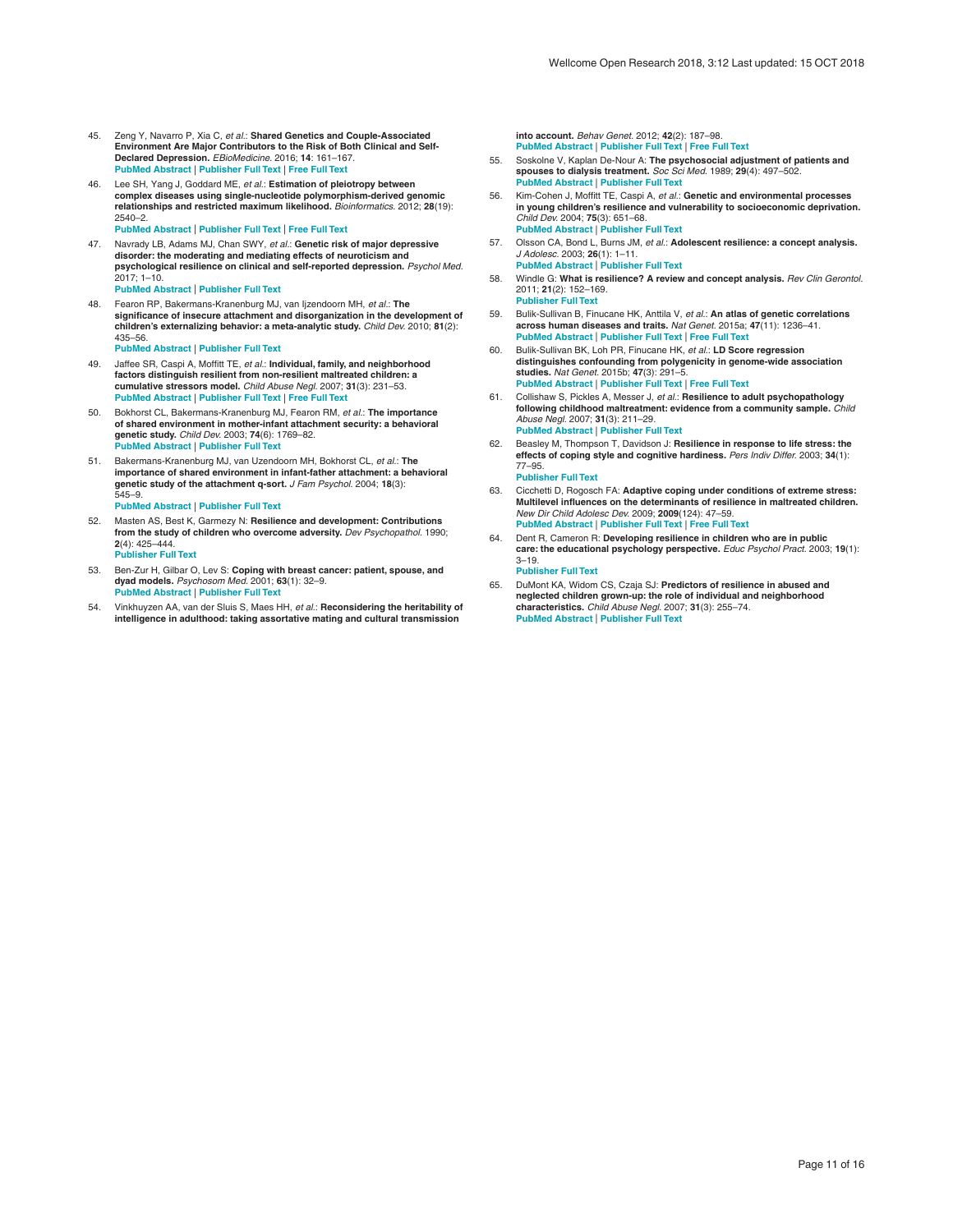45. Zeng Y, Navarro P, Xia C, *et al.*: **Shared Genetics and Couple-Associated Environment Are Major Contributors to the Risk of Both Clinical and Self-Declared Depression.** *EBioMedicine.* 2016; **14**: 161–167.
PubMed Abstract | Publisher Full Text | Free Full Text

46. Lee SH, Yang J, Goddard ME, *et al.*: **Estimation of pleiotropy between complex diseases using single-nucleotide polymorphism-derived genomic relationships and restricted maximum likelihood.** *Bioinformatics.* 2012; **28**(19): 2540–2.
PubMed Abstract | Publisher Full Text | Free Full Text

47. Navrady LB, Adams MJ, Chan SWY, *et al.*: **Genetic risk of major depressive disorder: the moderating and mediating effects of neuroticism and psychological resilience on clinical and self-reported depression.** *Psychol Med.* 2017; 1–10.
PubMed Abstract | Publisher Full Text

48. Fearon RP, Bakermans-Kranenburg MJ, van Ijzendoorn MH, *et al.*: **The significance of insecure attachment and disorganization in the development of children's externalizing behavior: a meta-analytic study.** *Child Dev.* 2010; **81**(2): 435–56.
PubMed Abstract | Publisher Full Text

49. Jaffee SR, Caspi A, Moffitt TE, *et al.*: **Individual, family, and neighborhood factors distinguish resilient from non-resilient maltreated children: a cumulative stressors model.** *Child Abuse Negl.* 2007; **31**(3): 231–53.
PubMed Abstract | Publisher Full Text | Free Full Text

50. Bokhorst CL, Bakermans-Kranenburg MJ, Fearon RM, *et al.*: **The importance of shared environment in mother-infant attachment security: a behavioral genetic study.** *Child Dev.* 2003; **74**(6): 1769–82.
PubMed Abstract | Publisher Full Text

51. Bakermans-Kranenburg MJ, van Uzendoorn MH, Bokhorst CL, *et al.*: **The importance of shared environment in infant-father attachment: a behavioral genetic study of the attachment q-sort.** *J Fam Psychol.* 2004; **18**(3): 545–9.
PubMed Abstract | Publisher Full Text

52. Masten AS, Best K, Garmezy N: **Resilience and development: Contributions from the study of children who overcome adversity.** *Dev Psychopathol.* 1990; **2**(4): 425–444.
Publisher Full Text

53. Ben-Zur H, Gilbar O, Lev S: **Coping with breast cancer: patient, spouse, and dyad models.** *Psychosom Med.* 2001; **63**(1): 32–9.
PubMed Abstract | Publisher Full Text

54. Vinkhuyzen AA, van der Sluis S, Maes HH, *et al.*: **Reconsidering the heritability of intelligence in adulthood: taking assortative mating and cultural transmission into account.** *Behav Genet.* 2012; **42**(2): 187–98.
PubMed Abstract | Publisher Full Text | Free Full Text

55. Soskolne V, Kaplan De-Nour A: **The psychosocial adjustment of patients and spouses to dialysis treatment.** *Soc Sci Med.* 1989; **29**(4): 497–502.
PubMed Abstract | Publisher Full Text

56. Kim-Cohen J, Moffitt TE, Caspi A, *et al.*: **Genetic and environmental processes in young children's resilience and vulnerability to socioeconomic deprivation.** *Child Dev.* 2004; **75**(3): 651–68.
PubMed Abstract | Publisher Full Text

57. Olsson CA, Bond L, Burns JM, *et al.*: **Adolescent resilience: a concept analysis.** *J Adolesc.* 2003; **26**(1): 1–11.
PubMed Abstract | Publisher Full Text

58. Windle G: **What is resilience? A review and concept analysis.** *Rev Clin Gerontol.* 2011; **21**(2): 152–169.
Publisher Full Text

59. Bulik-Sullivan B, Finucane HK, Anttila V, *et al.*: **An atlas of genetic correlations across human diseases and traits.** *Nat Genet.* 2015a; **47**(11): 1236–41.
PubMed Abstract | Publisher Full Text | Free Full Text

60. Bulik-Sullivan BK, Loh PR, Finucane HK, *et al.*: **LD Score regression distinguishes confounding from polygenicity in genome-wide association studies.** *Nat Genet.* 2015b; **47**(3): 291–5.
PubMed Abstract | Publisher Full Text | Free Full Text

61. Collishaw S, Pickles A, Messer J, *et al.*: **Resilience to adult psychopathology following childhood maltreatment: evidence from a community sample.** *Child Abuse Negl.* 2007; **31**(3): 211–29.
PubMed Abstract | Publisher Full Text

62. Beasley M, Thompson T, Davidson J: **Resilience in response to life stress: the effects of coping style and cognitive hardiness.** *Pers Indiv Differ.* 2003; **34**(1): 77–95.
Publisher Full Text

63. Cicchetti D, Rogosch FA: **Adaptive coping under conditions of extreme stress: Multilevel influences on the determinants of resilience in maltreated children.** *New Dir Child Adolesc Dev.* 2009; **2009**(124): 47–59.
PubMed Abstract | Publisher Full Text | Free Full Text

64. Dent R, Cameron R: **Developing resilience in children who are in public care: the educational psychology perspective.** *Educ Psychol Pract.* 2003; **19**(1): 3–19.
Publisher Full Text

65. DuMont KA, Widom CS, Czaja SJ: **Predictors of resilience in abused and neglected children grown-up: the role of individual and neighborhood characteristics.** *Child Abuse Negl.* 2007; **31**(3): 255–74.
PubMed Abstract | Publisher Full Text